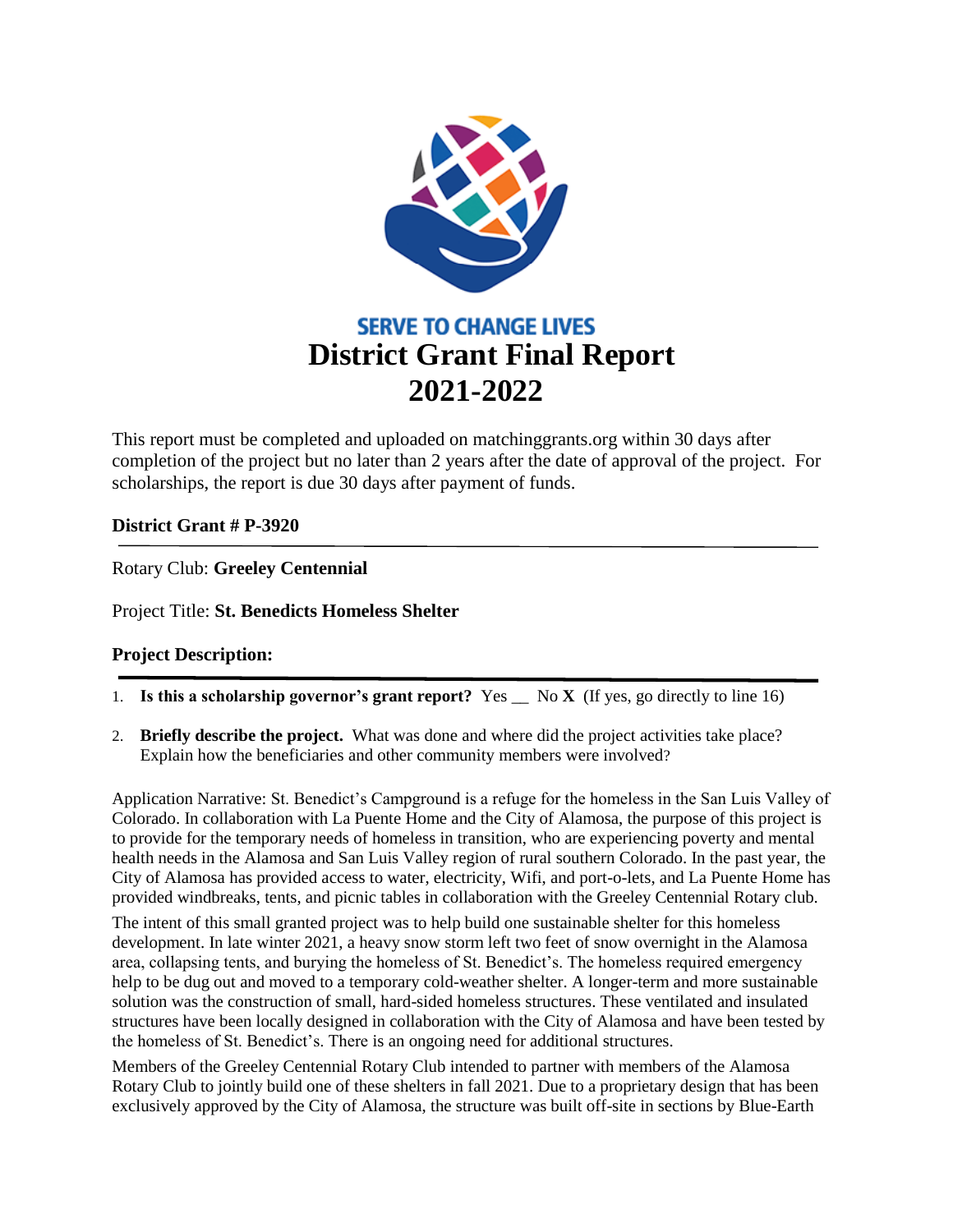**SERVE TO CHANGE LIVES**

# District Grant Final Report 2021-2022

This report must be completed and uploaded on matchinggrants.org within 30 days after completion of the project but no later than 2 years after the date of approval of the project. For scholarships, the report is due 30 days after payment of funds.

**District Grant # P-3920**

Rotary Club: **Greeley Centennial**

Project Title: **St. Benedicts Homeless Shelter**

## Project Description:

1. **Is this a scholarship governor's grant report?** Yes __ No **X** (If yes, go directly to line 16)

2. **Briefly describe the project.** What was done and where did the project activities take place? Explain how the beneficiaries and other community members were involved?

Application Narrative: St. Benedict's Campground is a refuge for the homeless in the San Luis Valley of Colorado. In collaboration with La Puente Home and the City of Alamosa, the purpose of this project is to provide for the temporary needs of homeless in transition, who are experiencing poverty and mental health needs in the Alamosa and San Luis Valley region of rural southern Colorado. In the past year, the City of Alamosa has provided access to water, electricity, Wifi, and port-o-lets, and La Puente Home has provided windbreaks, tents, and picnic tables in collaboration with the Greeley Centennial Rotary club.

The intent of this small granted project was to help build one sustainable shelter for this homeless development. In late winter 2021, a heavy snow storm left two feet of snow overnight in the Alamosa area, collapsing tents, and burying the homeless of St. Benedict's. The homeless required emergency help to be dug out and moved to a temporary cold-weather shelter. A longer-term and more sustainable solution was the construction of small, hard-sided homeless structures. These ventilated and insulated structures have been locally designed in collaboration with the City of Alamosa and have been tested by the homeless of St. Benedict's. There is an ongoing need for additional structures.

Members of the Greeley Centennial Rotary Club intended to partner with members of the Alamosa Rotary Club to jointly build one of these shelters in fall 2021. Due to a proprietary design that has been exclusively approved by the City of Alamosa, the structure was built off-site in sections by Blue-Earth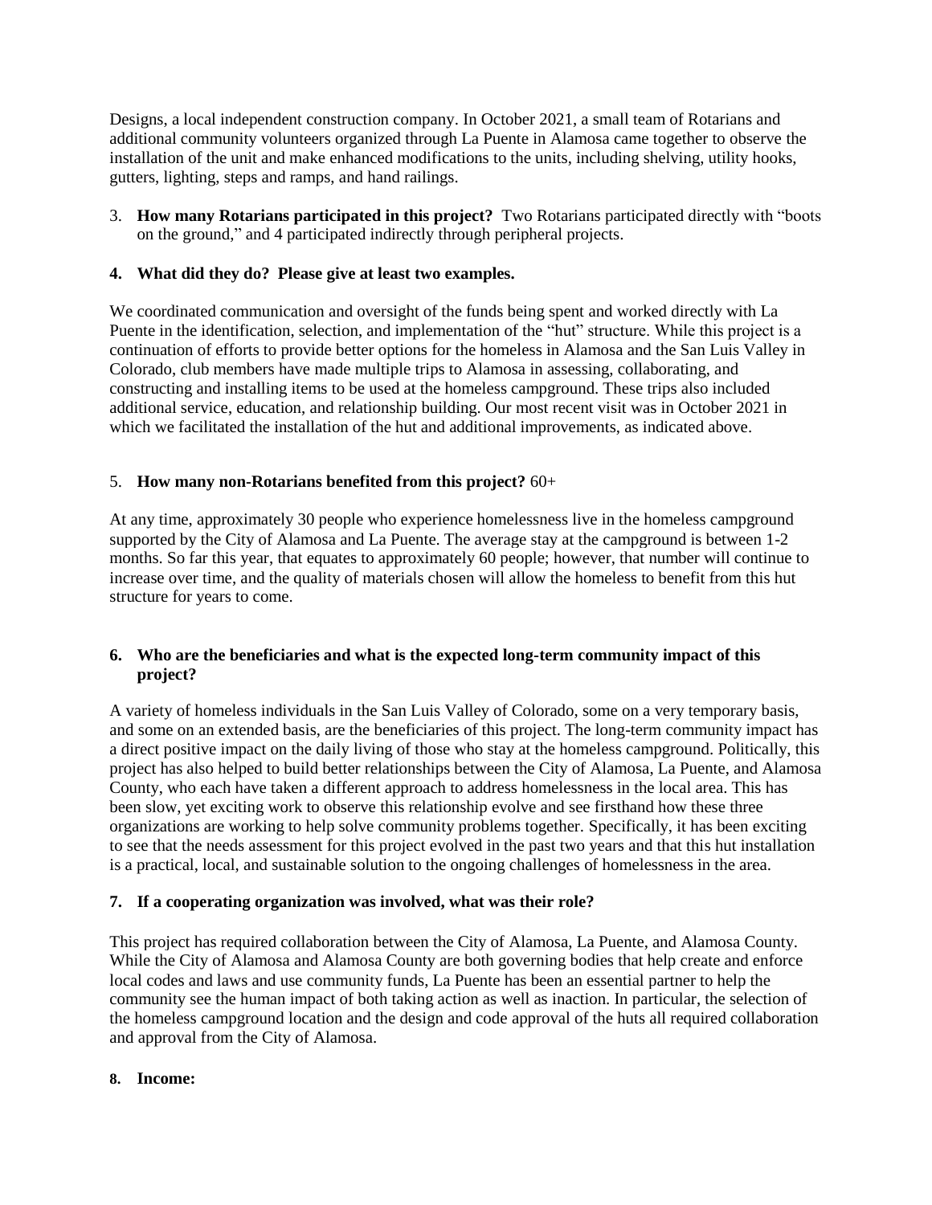Designs, a local independent construction company. In October 2021, a small team of Rotarians and additional community volunteers organized through La Puente in Alamosa came together to observe the installation of the unit and make enhanced modifications to the units, including shelving, utility hooks, gutters, lighting, steps and ramps, and hand railings.

3. **How many Rotarians participated in this project?** Two Rotarians participated directly with "boots on the ground," and 4 participated indirectly through peripheral projects.

**4. What did they do? Please give at least two examples.**

We coordinated communication and oversight of the funds being spent and worked directly with La Puente in the identification, selection, and implementation of the "hut" structure. While this project is a continuation of efforts to provide better options for the homeless in Alamosa and the San Luis Valley in Colorado, club members have made multiple trips to Alamosa in assessing, collaborating, and constructing and installing items to be used at the homeless campground. These trips also included additional service, education, and relationship building. Our most recent visit was in October 2021 in which we facilitated the installation of the hut and additional improvements, as indicated above.

5. **How many non-Rotarians benefited from this project?** 60+

At any time, approximately 30 people who experience homelessness live in the homeless campground supported by the City of Alamosa and La Puente. The average stay at the campground is between 1-2 months. So far this year, that equates to approximately 60 people; however, that number will continue to increase over time, and the quality of materials chosen will allow the homeless to benefit from this hut structure for years to come.

**6. Who are the beneficiaries and what is the expected long-term community impact of this project?**

A variety of homeless individuals in the San Luis Valley of Colorado, some on a very temporary basis, and some on an extended basis, are the beneficiaries of this project. The long-term community impact has a direct positive impact on the daily living of those who stay at the homeless campground. Politically, this project has also helped to build better relationships between the City of Alamosa, La Puente, and Alamosa County, who each have taken a different approach to address homelessness in the local area. This has been slow, yet exciting work to observe this relationship evolve and see firsthand how these three organizations are working to help solve community problems together. Specifically, it has been exciting to see that the needs assessment for this project evolved in the past two years and that this hut installation is a practical, local, and sustainable solution to the ongoing challenges of homelessness in the area.

**7. If a cooperating organization was involved, what was their role?**

This project has required collaboration between the City of Alamosa, La Puente, and Alamosa County. While the City of Alamosa and Alamosa County are both governing bodies that help create and enforce local codes and laws and use community funds, La Puente has been an essential partner to help the community see the human impact of both taking action as well as inaction. In particular, the selection of the homeless campground location and the design and code approval of the huts all required collaboration and approval from the City of Alamosa.

**8. Income:**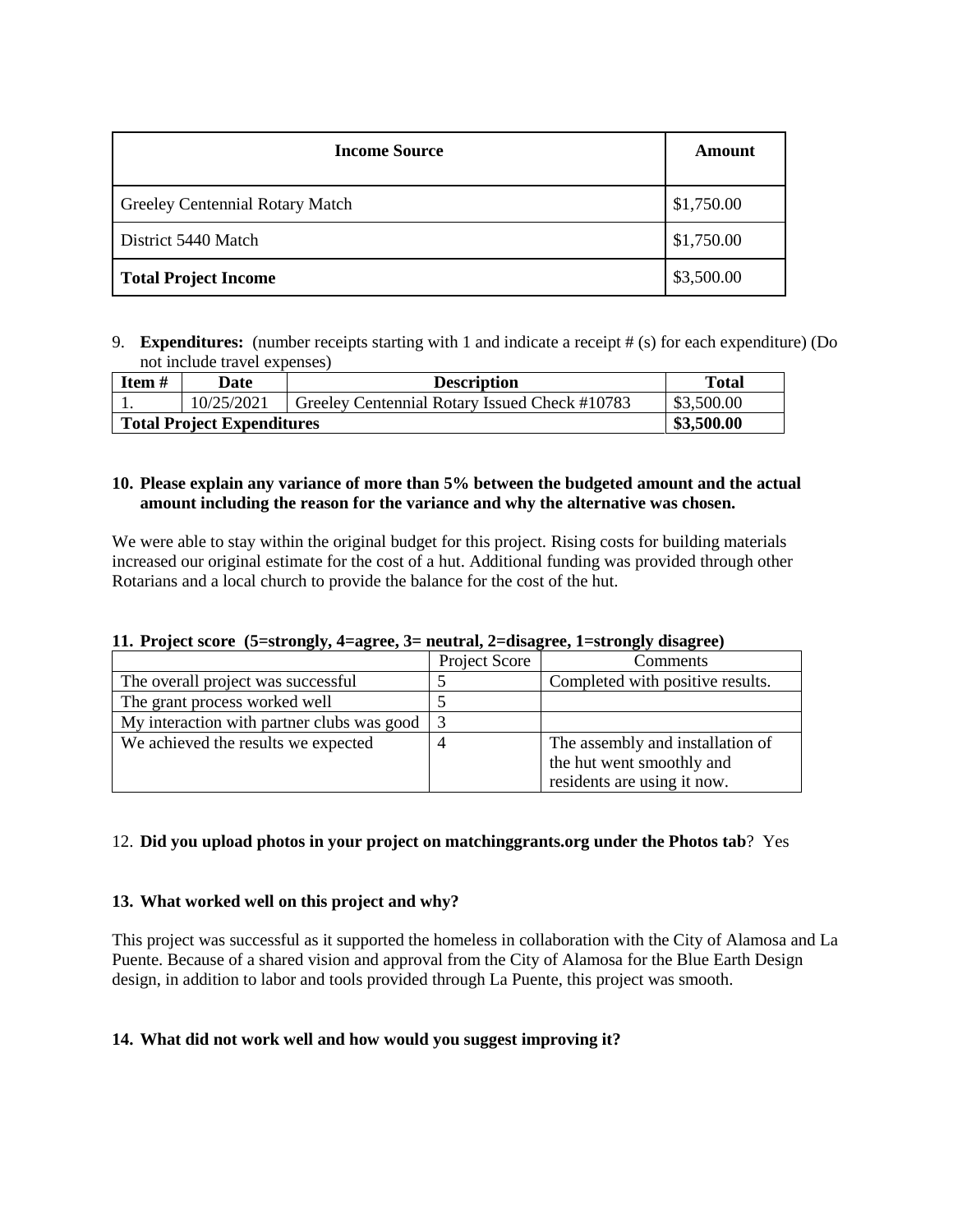| **Income Source** | **Amount** |
|---|---|
| Greeley Centennial Rotary Match | $1,750.00 |
| District 5440 Match | $1,750.00 |
| **Total Project Income** | $3,500.00 |

9. **Expenditures:** (number receipts starting with 1 and indicate a receipt # (s) for each expenditure) (Do not include travel expenses)

| **Item #** | **Date** | **Description** | **Total** |
|---|---|---|---|
| 1. | 10/25/2021 | Greeley Centennial Rotary Issued Check #10783 | $3,500.00 |
| **Total Project Expenditures** | | | **$3,500.00** |

**10. Please explain any variance of more than 5% between the budgeted amount and the actual amount including the reason for the variance and why the alternative was chosen.**

We were able to stay within the original budget for this project. Rising costs for building materials increased our original estimate for the cost of a hut. Additional funding was provided through other Rotarians and a local church to provide the balance for the cost of the hut.

**11. Project score (5=strongly, 4=agree, 3= neutral, 2=disagree, 1=strongly disagree)**

| | Project Score | Comments |
|---|---|---|
| The overall project was successful | 5 | Completed with positive results. |
| The grant process worked well | 5 | |
| My interaction with partner clubs was good | 3 | |
| We achieved the results we expected | 4 | The assembly and installation of the hut went smoothly and residents are using it now. |

12. **Did you upload photos in your project on matchinggrants.org under the Photos tab**? Yes

**13. What worked well on this project and why?**

This project was successful as it supported the homeless in collaboration with the City of Alamosa and La Puente. Because of a shared vision and approval from the City of Alamosa for the Blue Earth Design design, in addition to labor and tools provided through La Puente, this project was smooth.

**14. What did not work well and how would you suggest improving it?**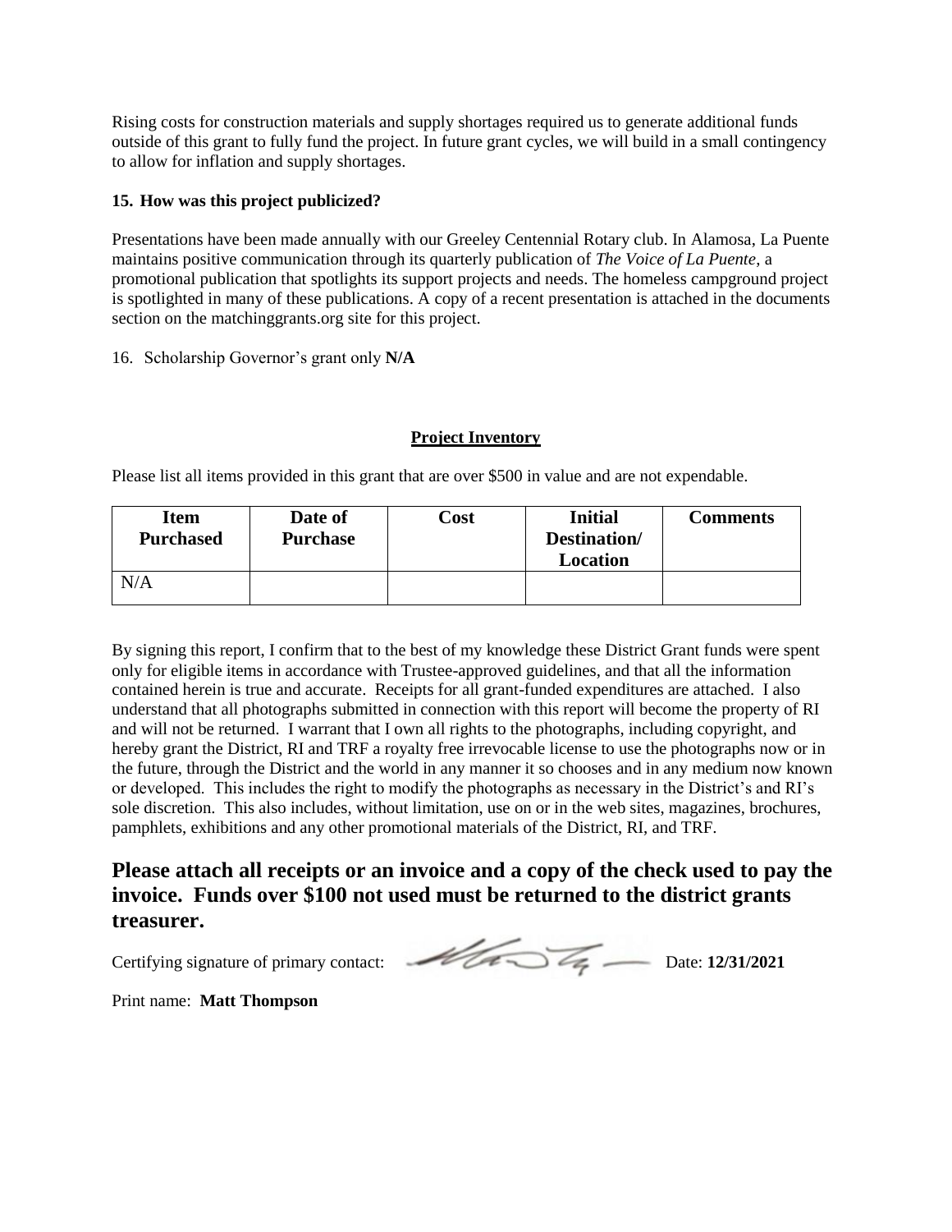Rising costs for construction materials and supply shortages required us to generate additional funds outside of this grant to fully fund the project. In future grant cycles, we will build in a small contingency to allow for inflation and supply shortages.

**15. How was this project publicized?**

Presentations have been made annually with our Greeley Centennial Rotary club. In Alamosa, La Puente maintains positive communication through its quarterly publication of *The Voice of La Puente*, a promotional publication that spotlights its support projects and needs. The homeless campground project is spotlighted in many of these publications. A copy of a recent presentation is attached in the documents section on the matchinggrants.org site for this project.

16. Scholarship Governor's grant only **N/A**

**Project Inventory**

Please list all items provided in this grant that are over $500 in value and are not expendable.

| Item Purchased | Date of Purchase | Cost | Initial Destination/ Location | Comments |
|---|---|---|---|---|
| N/A | | | | |

By signing this report, I confirm that to the best of my knowledge these District Grant funds were spent only for eligible items in accordance with Trustee-approved guidelines, and that all the information contained herein is true and accurate. Receipts for all grant-funded expenditures are attached. I also understand that all photographs submitted in connection with this report will become the property of RI and will not be returned. I warrant that I own all rights to the photographs, including copyright, and hereby grant the District, RI and TRF a royalty free irrevocable license to use the photographs now or in the future, through the District and the world in any manner it so chooses and in any medium now known or developed. This includes the right to modify the photographs as necessary in the District's and RI's sole discretion. This also includes, without limitation, use on or in the web sites, magazines, brochures, pamphlets, exhibitions and any other promotional materials of the District, RI, and TRF.

**Please attach all receipts or an invoice and a copy of the check used to pay the invoice. Funds over $100 not used must be returned to the district grants treasurer.**

Certifying signature of primary contact: Date: **12/31/2021**

Print name: **Matt Thompson**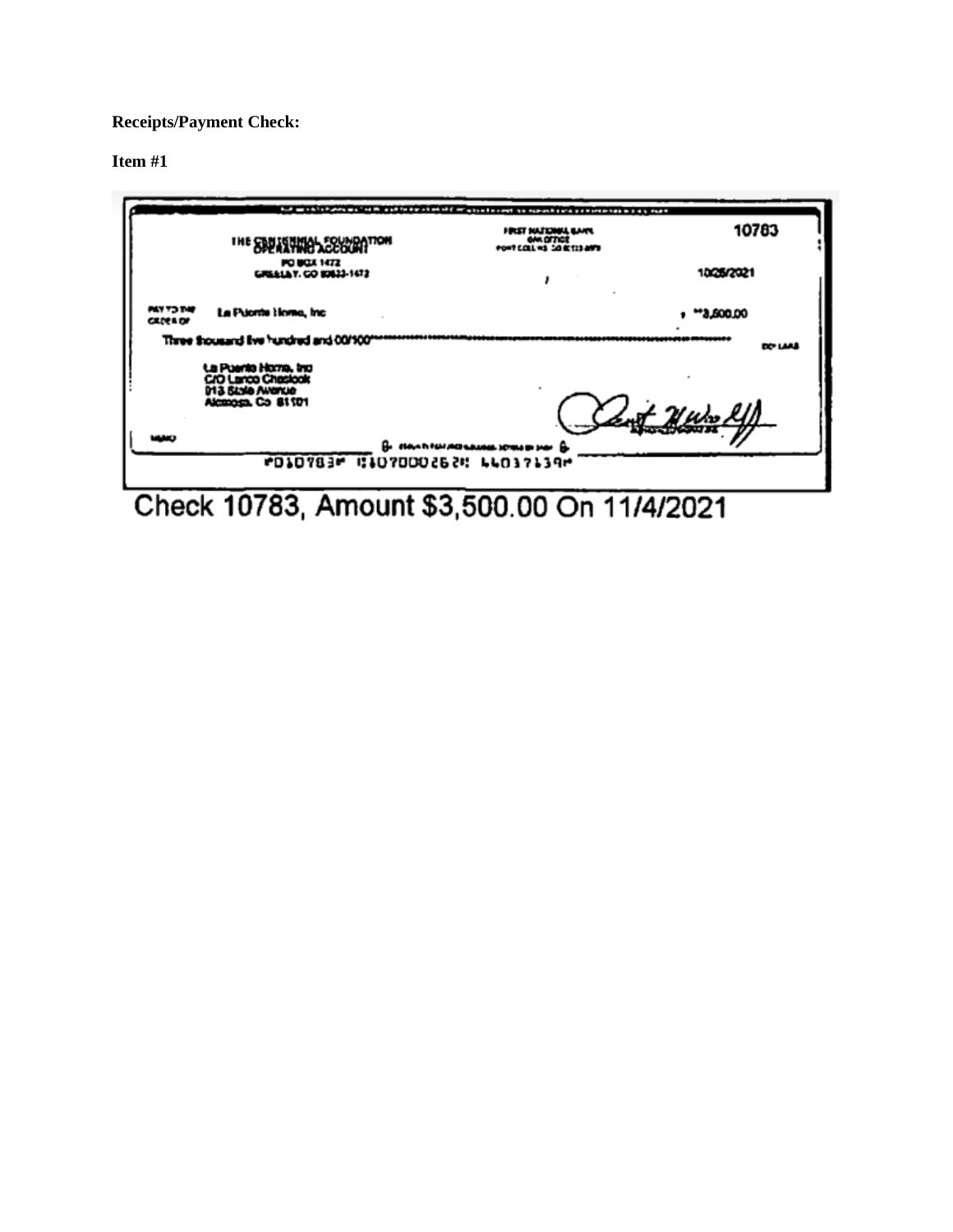**Receipts/Payment Check:**

**Item #1**

THE CENTENNIAL FOUNDATION
OPERATING ACCOUNT
PO BOX 1472
GREELEY, CO 80632-1472

FIRST NATIONAL BANK
MAIN OFFICE
FORT COLLINS, CO 80522

10783

10/26/2021

PAY TO THE ORDER OF La Puente Home, Inc $ **3,500.00

Three thousand five hundred and 00/100 DOLLARS

La Puente Home, Inc
C/O Lance Cheslock
913 State Avenue
Alamosa, Co 81101

MEMO

⑈010783⑈ ⑆107000262⑆ 440371391⑈

Check 10783, Amount $3,500.00 On 11/4/2021